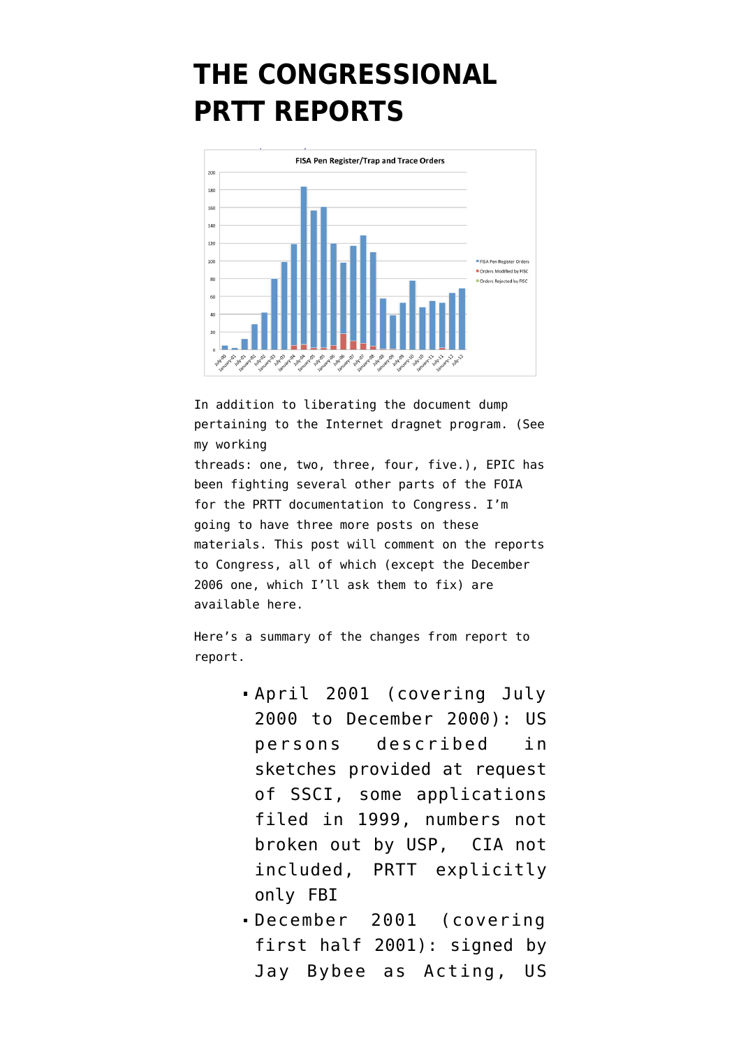# THE CONGRESSIONAL PRTT REPORTS

In addition to liberating the document dump pertaining to the Internet dragnet program. (See my working threads: one, two, three, four, five.), EPIC has been fighting several other parts of the FOIA for the PRTT documentation to Congress. I'm going to have three more posts on these materials. This post will comment on the reports to Congress, all of which (except the December 2006 one, which I'll ask them to fix) are available here.

Here's a summary of the changes from report to report.

- April 2001 (covering July 2000 to December 2000): US persons described in sketches provided at request of SSCI, some applications filed in 1999, numbers not broken out by USP, CIA not included, PRTT explicitly only FBI
- December 2001 (covering first half 2001): signed by Jay Bybee as Acting, US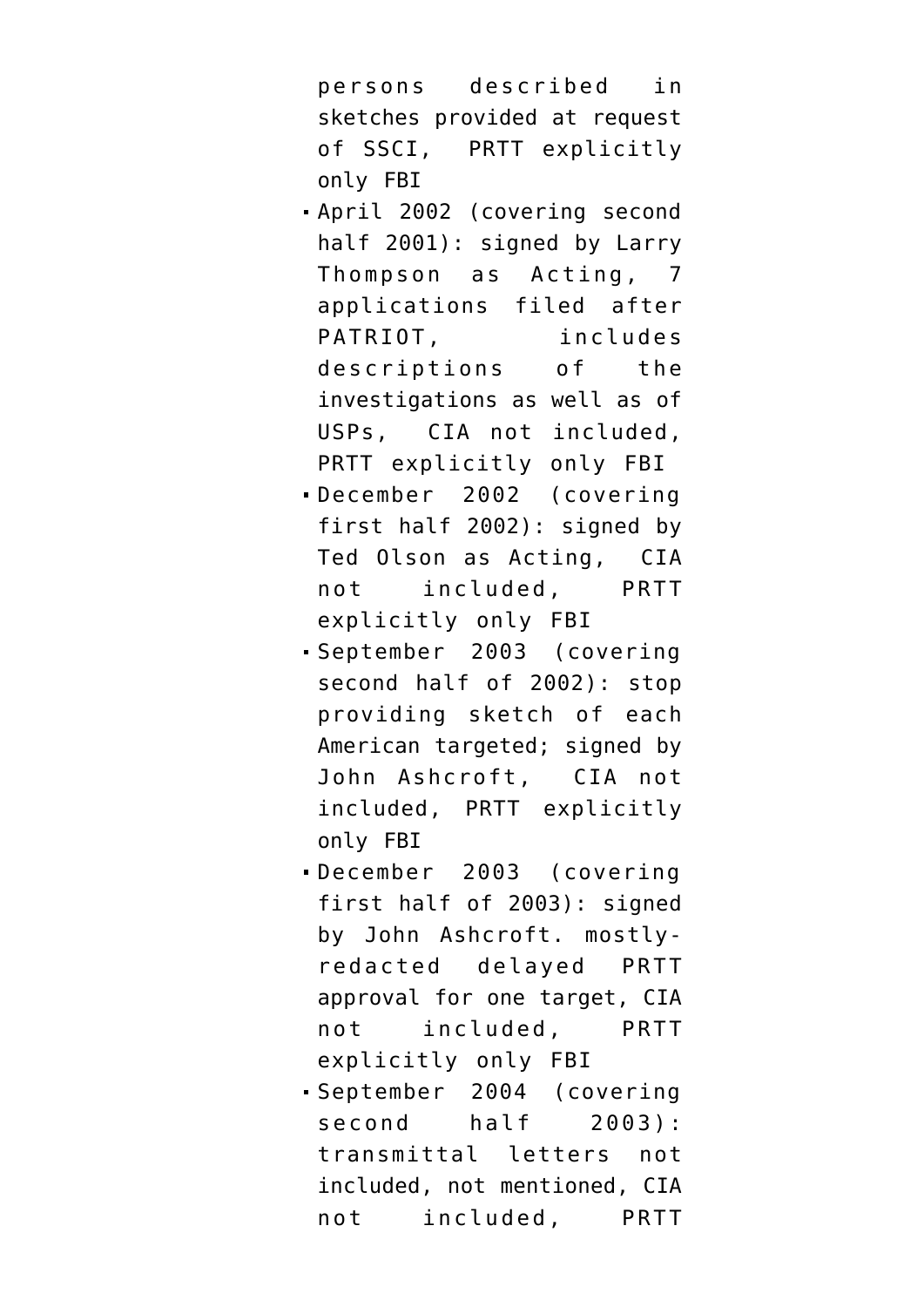persons described in sketches provided at request of SSCI, PRTT explicitly only FBI

- April 2002 (covering second half 2001): signed by Larry Thompson as Acting, 7 applications filed after PATRIOT, includes descriptions of the investigations as well as of USPs, CIA not included, PRTT explicitly only FBI
- December 2002 (covering first half 2002): signed by Ted Olson as Acting, CIA not included, PRTT explicitly only FBI
- September 2003 (covering second half of 2002): stop providing sketch of each American targeted; signed by John Ashcroft, CIA not included, PRTT explicitly only FBI
- December 2003 (covering first half of 2003): signed by John Ashcroft. mostly-redacted delayed PRTT approval for one target, CIA not included, PRTT explicitly only FBI
- September 2004 (covering second half 2003): transmittal letters not included, not mentioned, CIA not included, PRTT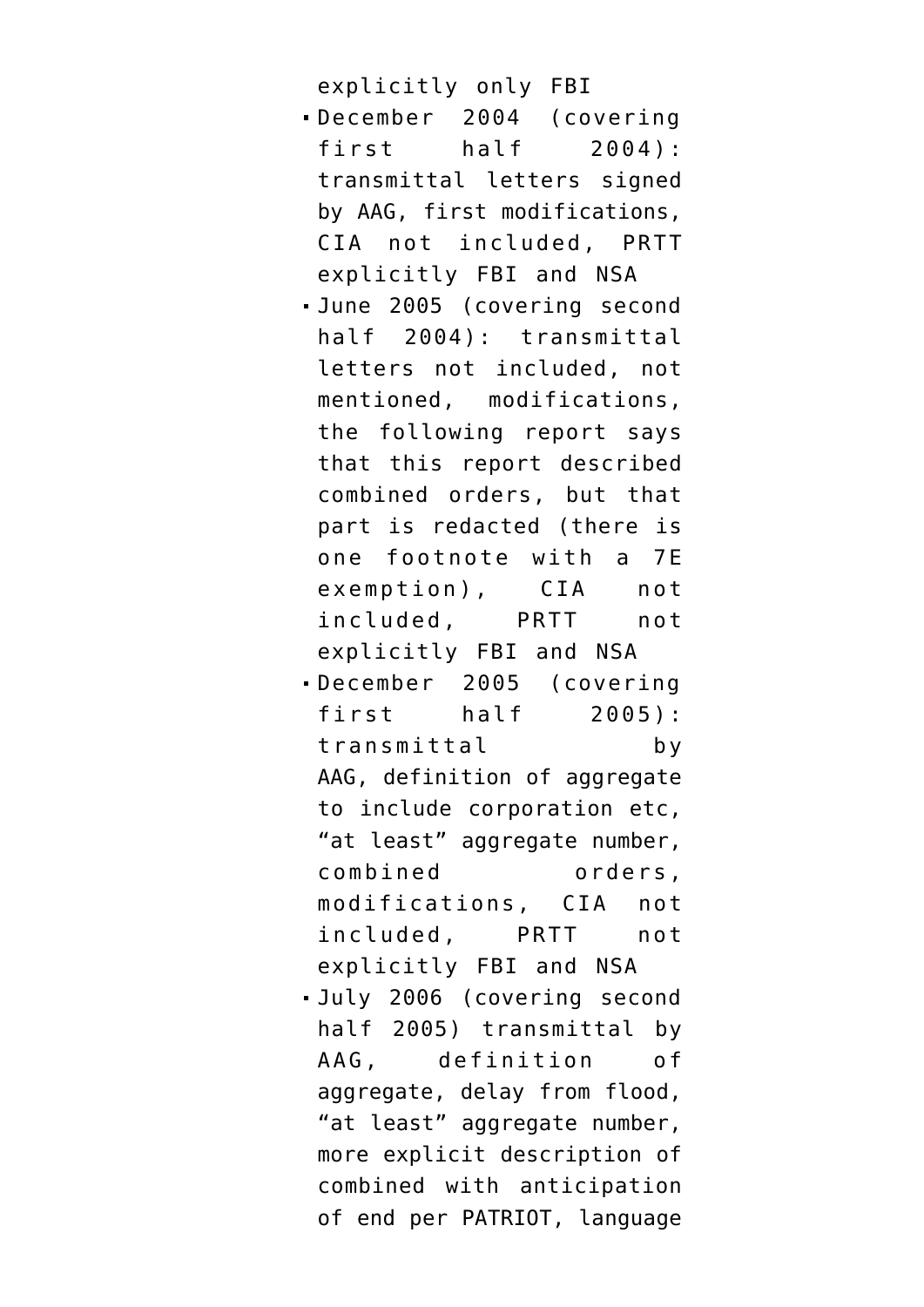explicitly only FBI

- December 2004 (covering first half 2004): transmittal letters signed by AAG, first modifications, CIA not included, PRTT explicitly FBI and NSA
- June 2005 (covering second half 2004): transmittal letters not included, not mentioned, modifications, the following report says that this report described combined orders, but that part is redacted (there is one footnote with a 7E exemption), CIA not included, PRTT not explicitly FBI and NSA
- December 2005 (covering first half 2005): transmittal by AAG, definition of aggregate to include corporation etc, "at least" aggregate number, combined orders, modifications, CIA not included, PRTT not explicitly FBI and NSA
- July 2006 (covering second half 2005) transmittal by AAG, definition of aggregate, delay from flood, "at least" aggregate number, more explicit description of combined with anticipation of end per PATRIOT, language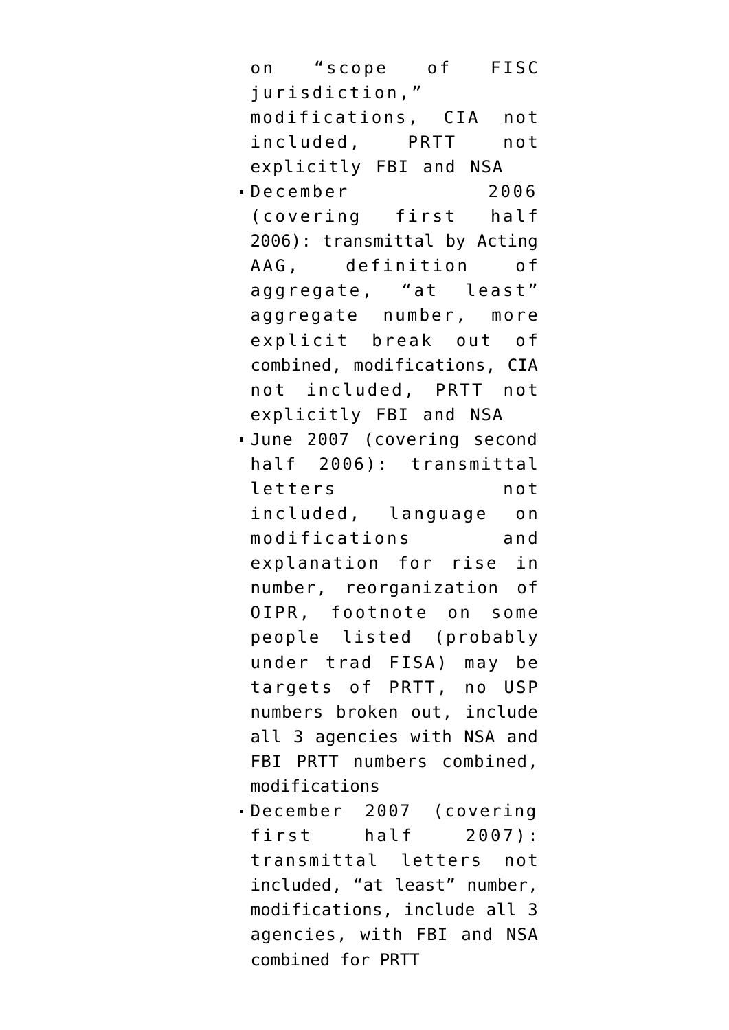on "scope of FISC jurisdiction," modifications, CIA not included, PRTT not explicitly FBI and NSA

- December 2006 (covering first half 2006): transmittal by Acting AAG, definition of aggregate, "at least" aggregate number, more explicit break out of combined, modifications, CIA not included, PRTT not explicitly FBI and NSA
- June 2007 (covering second half 2006): transmittal letters not included, language on modifications and explanation for rise in number, reorganization of OIPR, footnote on some people listed (probably under trad FISA) may be targets of PRTT, no USP numbers broken out, include all 3 agencies with NSA and FBI PRTT numbers combined, modifications
- December 2007 (covering first half 2007): transmittal letters not included, "at least" number, modifications, include all 3 agencies, with FBI and NSA combined for PRTT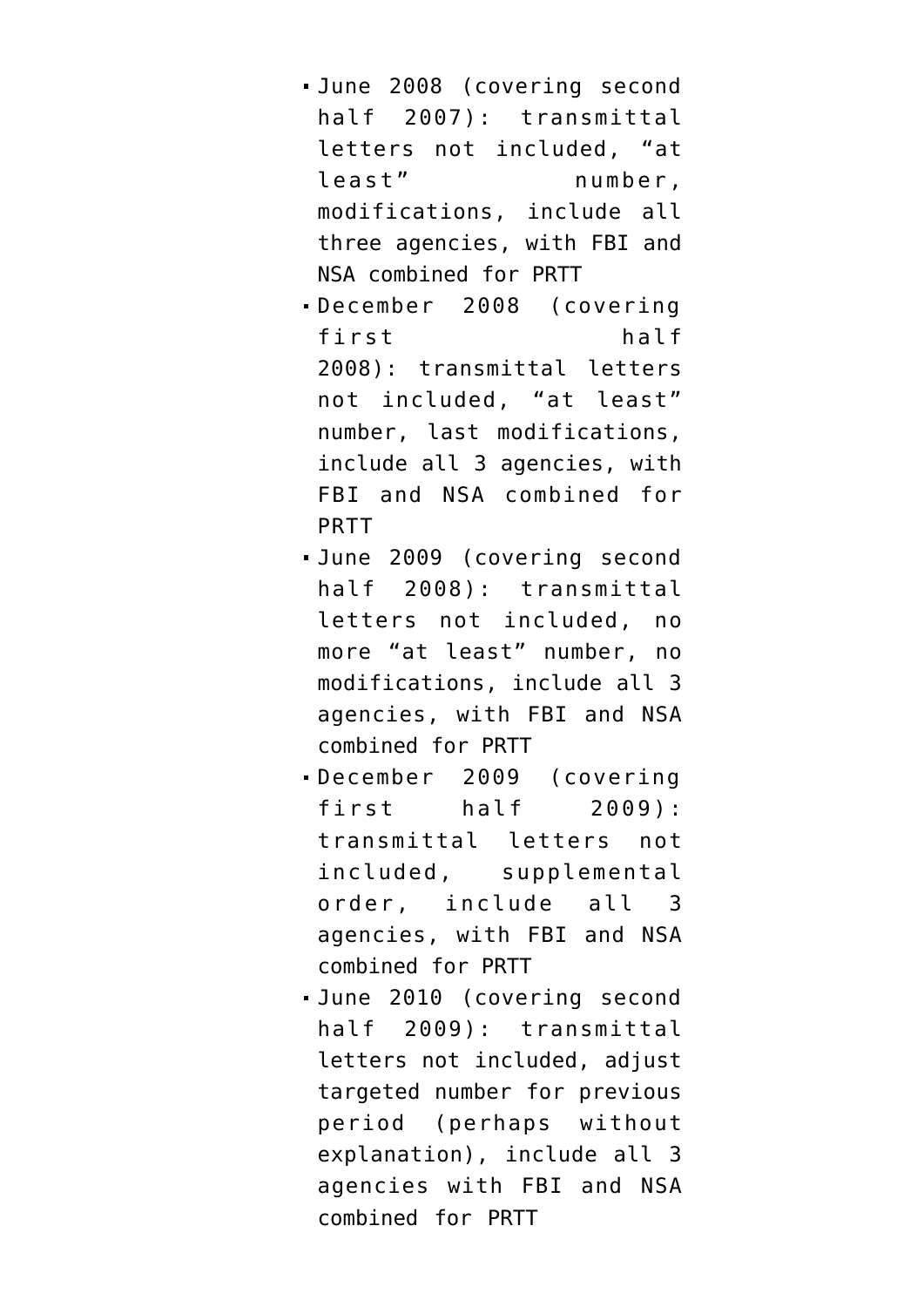- June 2008 (covering second half 2007): transmittal letters not included, "at least" number, modifications, include all three agencies, with FBI and NSA combined for PRTT
- December 2008 (covering first half 2008): transmittal letters not included, "at least" number, last modifications, include all 3 agencies, with FBI and NSA combined for PRTT
- June 2009 (covering second half 2008): transmittal letters not included, no more "at least" number, no modifications, include all 3 agencies, with FBI and NSA combined for PRTT
- December 2009 (covering first half 2009): transmittal letters not included, supplemental order, include all 3 agencies, with FBI and NSA combined for PRTT
- June 2010 (covering second half 2009): transmittal letters not included, adjust targeted number for previous period (perhaps without explanation), include all 3 agencies with FBI and NSA combined for PRTT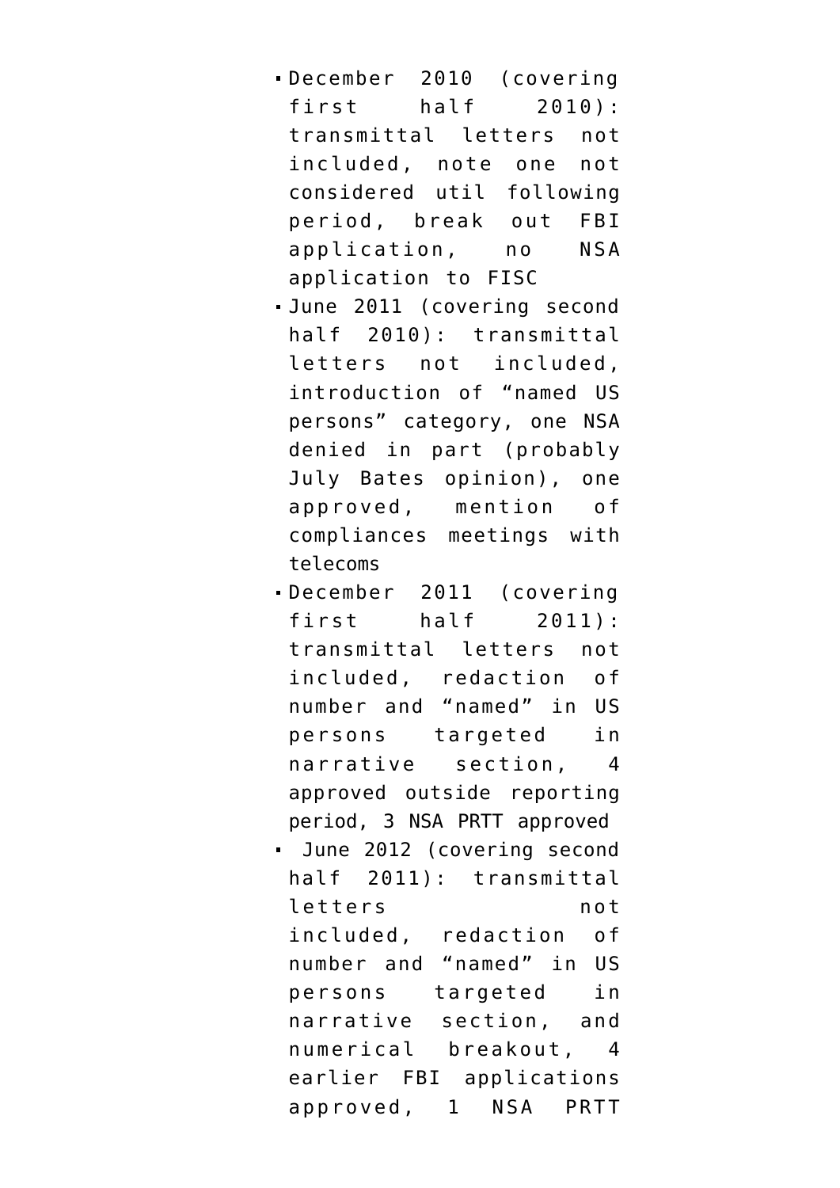- December 2010 (covering first half 2010): transmittal letters not included, note one not considered util following period, break out FBI application, no NSA application to FISC
- June 2011 (covering second half 2010): transmittal letters not included, introduction of "named US persons" category, one NSA denied in part (probably July Bates opinion), one approved, mention of compliances meetings with telecoms
- December 2011 (covering first half 2011): transmittal letters not included, redaction of number and "named" in US persons targeted in narrative section, 4 approved outside reporting period, 3 NSA PRTT approved
- June 2012 (covering second half 2011): transmittal letters not included, redaction of number and "named" in US persons targeted in narrative section, and numerical breakout, 4 earlier FBI applications approved, 1 NSA PRTT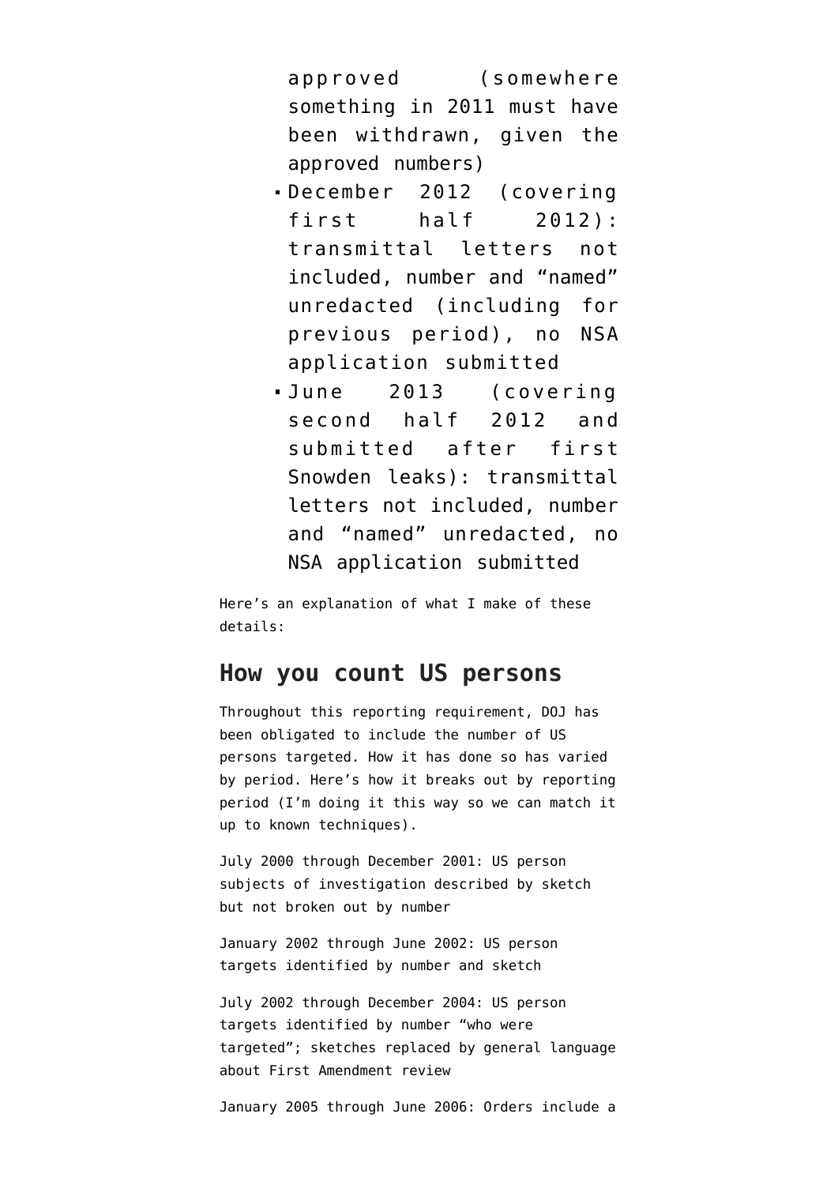approved (somewhere something in 2011 must have been withdrawn, given the approved numbers)

- December 2012 (covering first half 2012): transmittal letters not included, number and "named" unredacted (including for previous period), no NSA application submitted
- June 2013 (covering second half 2012 and submitted after first Snowden leaks): transmittal letters not included, number and "named" unredacted, no NSA application submitted

Here's an explanation of what I make of these details:

## How you count US persons

Throughout this reporting requirement, DOJ has been obligated to include the number of US persons targeted. How it has done so has varied by period. Here's how it breaks out by reporting period (I'm doing it this way so we can match it up to known techniques).

July 2000 through December 2001: US person subjects of investigation described by sketch but not broken out by number

January 2002 through June 2002: US person targets identified by number and sketch

July 2002 through December 2004: US person targets identified by number "who were targeted"; sketches replaced by general language about First Amendment review

January 2005 through June 2006: Orders include a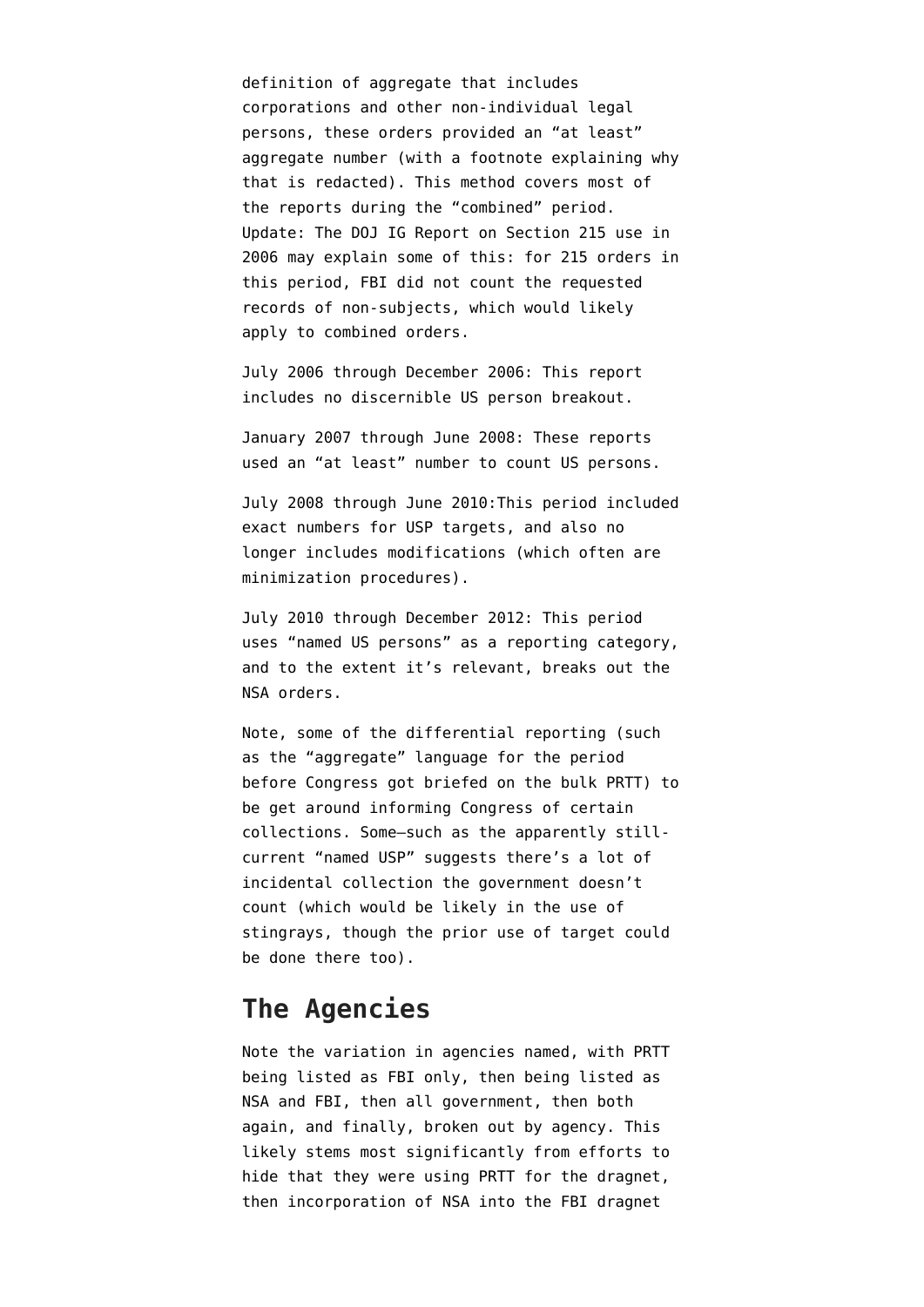definition of aggregate that includes corporations and other non-individual legal persons, these orders provided an "at least" aggregate number (with a footnote explaining why that is redacted). This method covers most of the reports during the "combined" period. Update: The DOJ IG Report on Section 215 use in 2006 may explain some of this: for 215 orders in this period, FBI did not count the requested records of non-subjects, which would likely apply to combined orders.

July 2006 through December 2006: This report includes no discernible US person breakout.

January 2007 through June 2008: These reports used an "at least" number to count US persons.

July 2008 through June 2010:This period included exact numbers for USP targets, and also no longer includes modifications (which often are minimization procedures).

July 2010 through December 2012: This period uses "named US persons" as a reporting category, and to the extent it's relevant, breaks out the NSA orders.

Note, some of the differential reporting (such as the "aggregate" language for the period before Congress got briefed on the bulk PRTT) to be get around informing Congress of certain collections. Some—such as the apparently still-current "named USP" suggests there's a lot of incidental collection the government doesn't count (which would be likely in the use of stingrays, though the prior use of target could be done there too).

## The Agencies

Note the variation in agencies named, with PRTT being listed as FBI only, then being listed as NSA and FBI, then all government, then both again, and finally, broken out by agency. This likely stems most significantly from efforts to hide that they were using PRTT for the dragnet, then incorporation of NSA into the FBI dragnet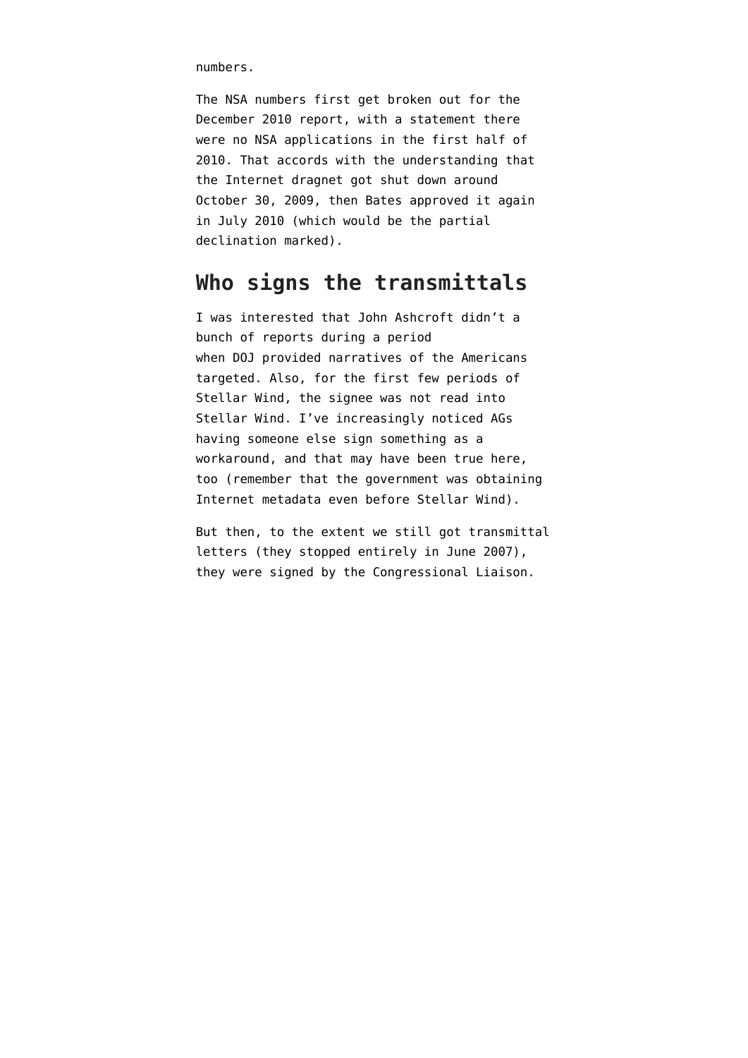numbers.

The NSA numbers first get broken out for the December 2010 report, with a statement there were no NSA applications in the first half of 2010. That accords with the understanding that the Internet dragnet got shut down around October 30, 2009, then Bates approved it again in July 2010 (which would be the partial declination marked).

## Who signs the transmittals

I was interested that John Ashcroft didn't a bunch of reports during a period when DOJ provided narratives of the Americans targeted. Also, for the first few periods of Stellar Wind, the signee was not read into Stellar Wind. I've increasingly noticed AGs having someone else sign something as a workaround, and that may have been true here, too (remember that the government was obtaining Internet metadata even before Stellar Wind).

But then, to the extent we still got transmittal letters (they stopped entirely in June 2007), they were signed by the Congressional Liaison.